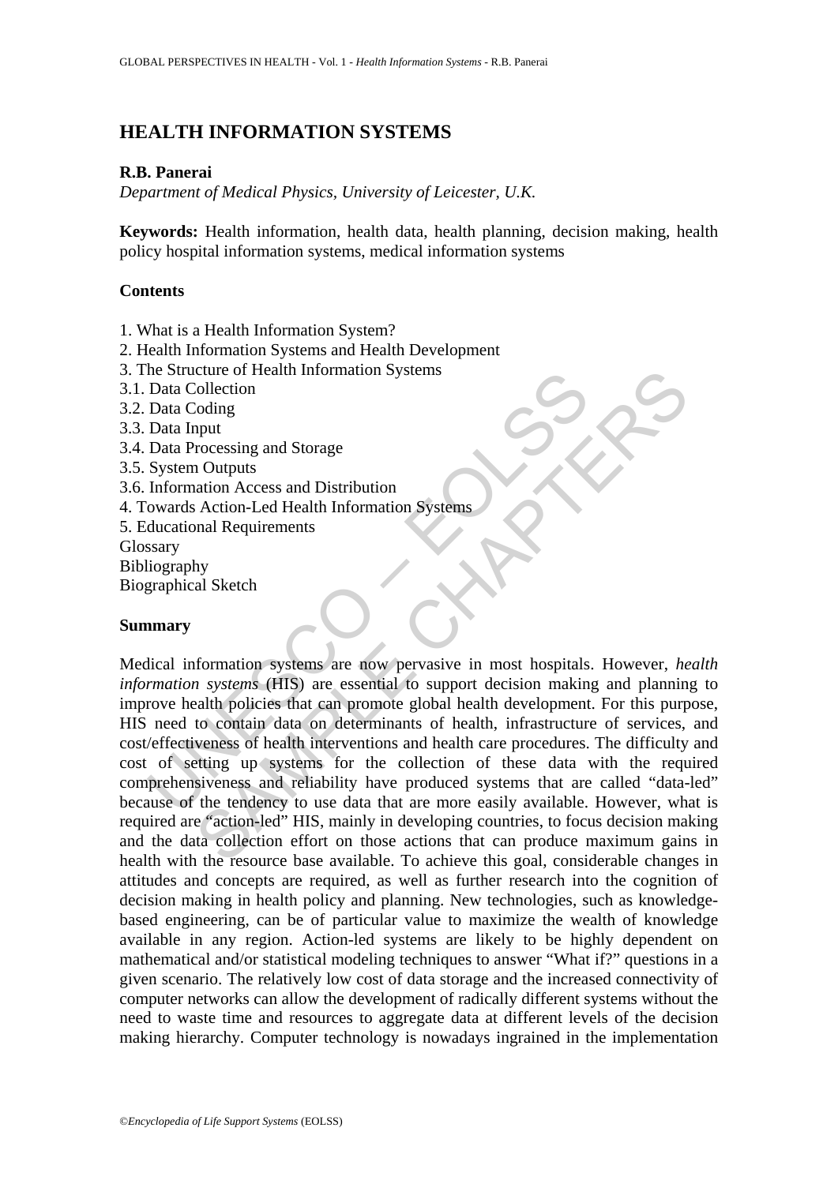# HEALTH INFORMATION SYSTEMS

**R.B. Panerai**

*Department of Medical Physics, University of Leicester, U.K.*

**Keywords:** Health information, health data, health planning, decision making, health policy hospital information systems, medical information systems

## Contents

1. What is a Health Information System?
2. Health Information Systems and Health Development
3. The Structure of Health Information Systems
3.1. Data Collection
3.2. Data Coding
3.3. Data Input
3.4. Data Processing and Storage
3.5. System Outputs
3.6. Information Access and Distribution
4. Towards Action-Led Health Information Systems
5. Educational Requirements

Glossary
Bibliography
Biographical Sketch

## Summary

Medical information systems are now pervasive in most hospitals. However, *health information systems* (HIS) are essential to support decision making and planning to improve health policies that can promote global health development. For this purpose, HIS need to contain data on determinants of health, infrastructure of services, and cost/effectiveness of health interventions and health care procedures. The difficulty and cost of setting up systems for the collection of these data with the required comprehensiveness and reliability have produced systems that are called "data-led" because of the tendency to use data that are more easily available. However, what is required are "action-led" HIS, mainly in developing countries, to focus decision making and the data collection effort on those actions that can produce maximum gains in health with the resource base available. To achieve this goal, considerable changes in attitudes and concepts are required, as well as further research into the cognition of decision making in health policy and planning. New technologies, such as knowledge-based engineering, can be of particular value to maximize the wealth of knowledge available in any region. Action-led systems are likely to be highly dependent on mathematical and/or statistical modeling techniques to answer "What if?" questions in a given scenario. The relatively low cost of data storage and the increased connectivity of computer networks can allow the development of radically different systems without the need to waste time and resources to aggregate data at different levels of the decision making hierarchy. Computer technology is nowadays ingrained in the implementation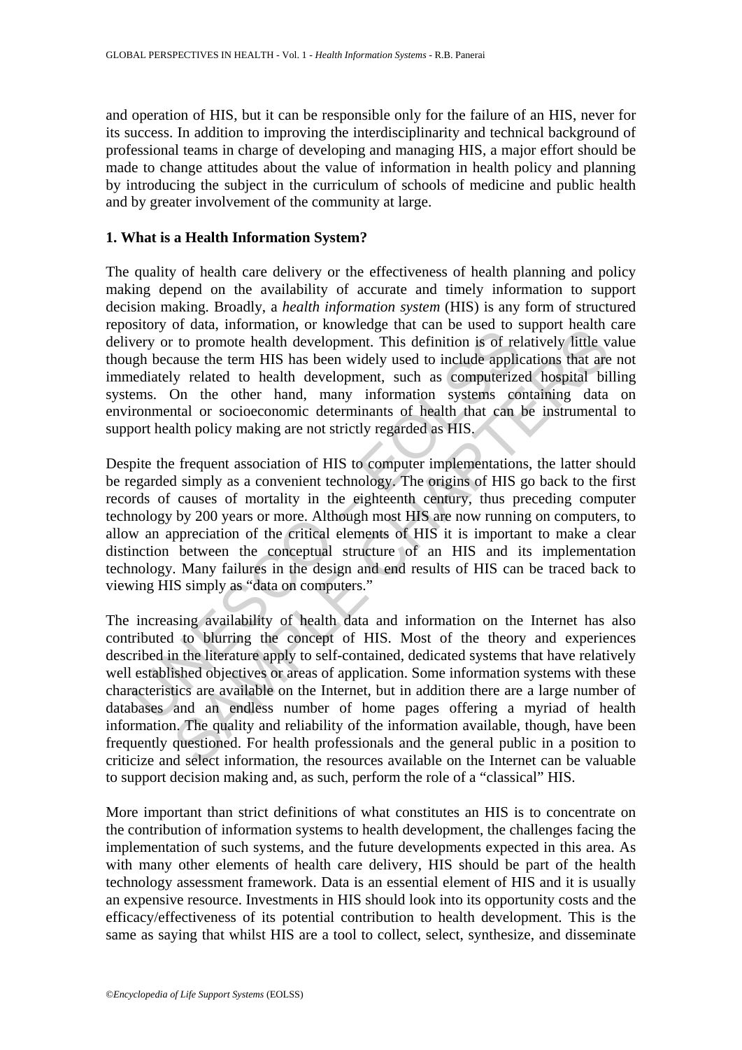and operation of HIS, but it can be responsible only for the failure of an HIS, never for its success. In addition to improving the interdisciplinarity and technical background of professional teams in charge of developing and managing HIS, a major effort should be made to change attitudes about the value of information in health policy and planning by introducing the subject in the curriculum of schools of medicine and public health and by greater involvement of the community at large.

## 1. What is a Health Information System?

The quality of health care delivery or the effectiveness of health planning and policy making depend on the availability of accurate and timely information to support decision making. Broadly, a *health information system* (HIS) is any form of structured repository of data, information, or knowledge that can be used to support health care delivery or to promote health development. This definition is of relatively little value though because the term HIS has been widely used to include applications that are not immediately related to health development, such as computerized hospital billing systems. On the other hand, many information systems containing data on environmental or socioeconomic determinants of health that can be instrumental to support health policy making are not strictly regarded as HIS.

Despite the frequent association of HIS to computer implementations, the latter should be regarded simply as a convenient technology. The origins of HIS go back to the first records of causes of mortality in the eighteenth century, thus preceding computer technology by 200 years or more. Although most HIS are now running on computers, to allow an appreciation of the critical elements of HIS it is important to make a clear distinction between the conceptual structure of an HIS and its implementation technology. Many failures in the design and end results of HIS can be traced back to viewing HIS simply as "data on computers."

The increasing availability of health data and information on the Internet has also contributed to blurring the concept of HIS. Most of the theory and experiences described in the literature apply to self-contained, dedicated systems that have relatively well established objectives or areas of application. Some information systems with these characteristics are available on the Internet, but in addition there are a large number of databases and an endless number of home pages offering a myriad of health information. The quality and reliability of the information available, though, have been frequently questioned. For health professionals and the general public in a position to criticize and select information, the resources available on the Internet can be valuable to support decision making and, as such, perform the role of a "classical" HIS.

More important than strict definitions of what constitutes an HIS is to concentrate on the contribution of information systems to health development, the challenges facing the implementation of such systems, and the future developments expected in this area. As with many other elements of health care delivery, HIS should be part of the health technology assessment framework. Data is an essential element of HIS and it is usually an expensive resource. Investments in HIS should look into its opportunity costs and the efficacy/effectiveness of its potential contribution to health development. This is the same as saying that whilst HIS are a tool to collect, select, synthesize, and disseminate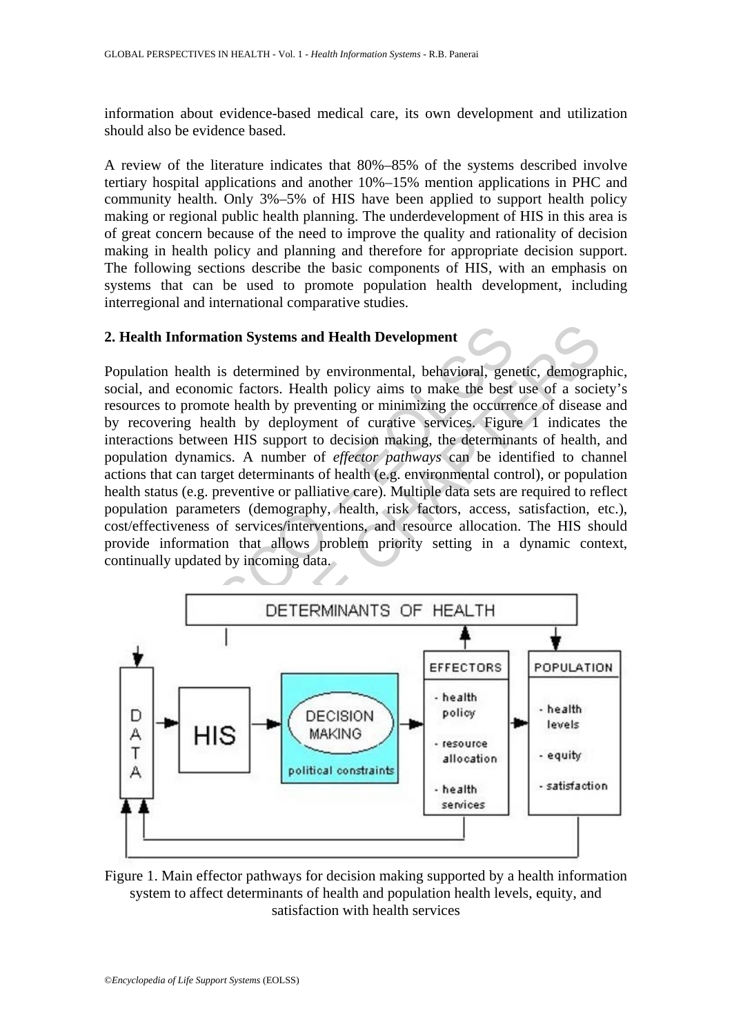information about evidence-based medical care, its own development and utilization should also be evidence based.

A review of the literature indicates that 80%–85% of the systems described involve tertiary hospital applications and another 10%–15% mention applications in PHC and community health. Only 3%–5% of HIS have been applied to support health policy making or regional public health planning. The underdevelopment of HIS in this area is of great concern because of the need to improve the quality and rationality of decision making in health policy and planning and therefore for appropriate decision support. The following sections describe the basic components of HIS, with an emphasis on systems that can be used to promote population health development, including interregional and international comparative studies.

## 2. Health Information Systems and Health Development

Population health is determined by environmental, behavioral, genetic, demographic, social, and economic factors. Health policy aims to make the best use of a society's resources to promote health by preventing or minimizing the occurrence of disease and by recovering health by deployment of curative services. Figure 1 indicates the interactions between HIS support to decision making, the determinants of health, and population dynamics. A number of *effector pathways* can be identified to channel actions that can target determinants of health (e.g. environmental control), or population health status (e.g. preventive or palliative care). Multiple data sets are required to reflect population parameters (demography, health, risk factors, access, satisfaction, etc.), cost/effectiveness of services/interventions, and resource allocation. The HIS should provide information that allows problem priority setting in a dynamic context, continually updated by incoming data.

Figure 1. Main effector pathways for decision making supported by a health information system to affect determinants of health and population health levels, equity, and satisfaction with health services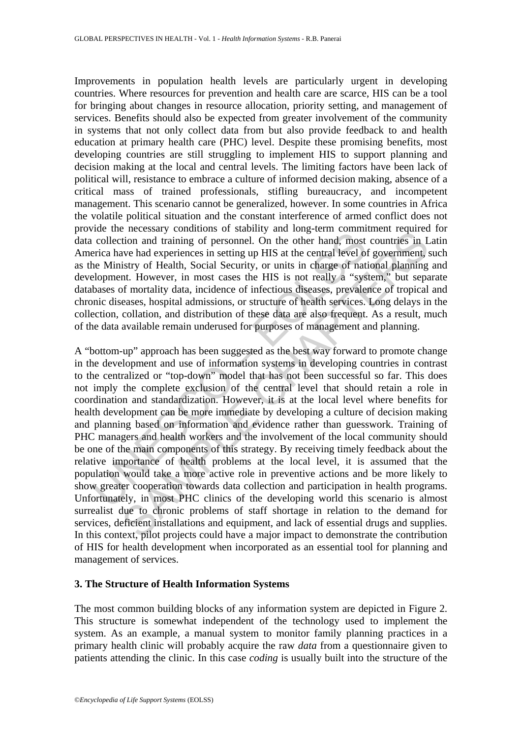Improvements in population health levels are particularly urgent in developing countries. Where resources for prevention and health care are scarce, HIS can be a tool for bringing about changes in resource allocation, priority setting, and management of services. Benefits should also be expected from greater involvement of the community in systems that not only collect data from but also provide feedback to and health education at primary health care (PHC) level. Despite these promising benefits, most developing countries are still struggling to implement HIS to support planning and decision making at the local and central levels. The limiting factors have been lack of political will, resistance to embrace a culture of informed decision making, absence of a critical mass of trained professionals, stifling bureaucracy, and incompetent management. This scenario cannot be generalized, however. In some countries in Africa the volatile political situation and the constant interference of armed conflict does not provide the necessary conditions of stability and long-term commitment required for data collection and training of personnel. On the other hand, most countries in Latin America have had experiences in setting up HIS at the central level of government, such as the Ministry of Health, Social Security, or units in charge of national planning and development. However, in most cases the HIS is not really a "system," but separate databases of mortality data, incidence of infectious diseases, prevalence of tropical and chronic diseases, hospital admissions, or structure of health services. Long delays in the collection, collation, and distribution of these data are also frequent. As a result, much of the data available remain underused for purposes of management and planning.

A "bottom-up" approach has been suggested as the best way forward to promote change in the development and use of information systems in developing countries in contrast to the centralized or "top-down" model that has not been successful so far. This does not imply the complete exclusion of the central level that should retain a role in coordination and standardization. However, it is at the local level where benefits for health development can be more immediate by developing a culture of decision making and planning based on information and evidence rather than guesswork. Training of PHC managers and health workers and the involvement of the local community should be one of the main components of this strategy. By receiving timely feedback about the relative importance of health problems at the local level, it is assumed that the population would take a more active role in preventive actions and be more likely to show greater cooperation towards data collection and participation in health programs. Unfortunately, in most PHC clinics of the developing world this scenario is almost surrealist due to chronic problems of staff shortage in relation to the demand for services, deficient installations and equipment, and lack of essential drugs and supplies. In this context, pilot projects could have a major impact to demonstrate the contribution of HIS for health development when incorporated as an essential tool for planning and management of services.

### 3. The Structure of Health Information Systems

The most common building blocks of any information system are depicted in Figure 2. This structure is somewhat independent of the technology used to implement the system. As an example, a manual system to monitor family planning practices in a primary health clinic will probably acquire the raw *data* from a questionnaire given to patients attending the clinic. In this case *coding* is usually built into the structure of the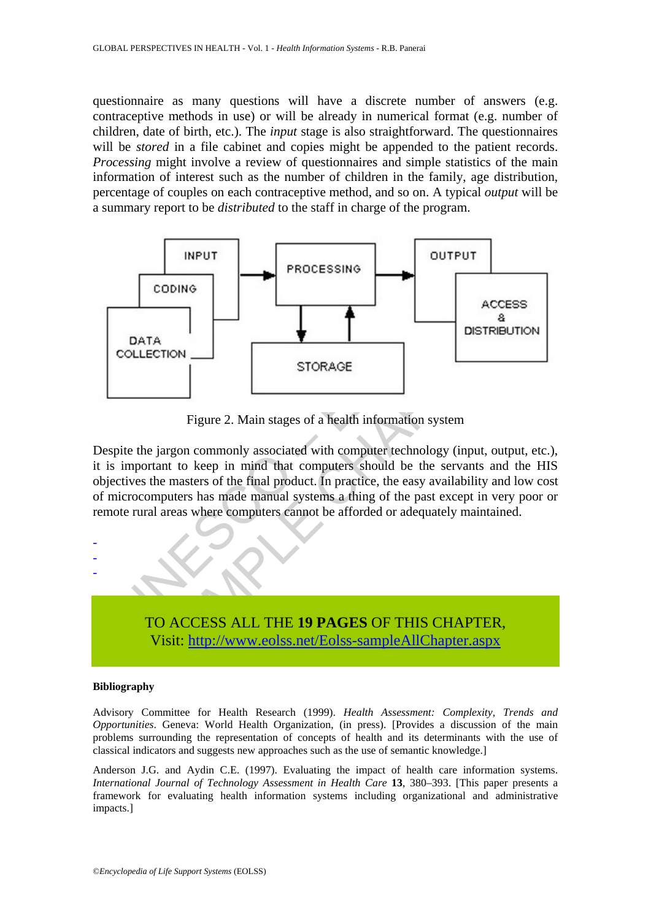questionnaire as many questions will have a discrete number of answers (e.g. contraceptive methods in use) or will be already in numerical format (e.g. number of children, date of birth, etc.). The *input* stage is also straightforward. The questionnaires will be *stored* in a file cabinet and copies might be appended to the patient records. *Processing* might involve a review of questionnaires and simple statistics of the main information of interest such as the number of children in the family, age distribution, percentage of couples on each contraceptive method, and so on. A typical *output* will be a summary report to be *distributed* to the staff in charge of the program.

Figure 2. Main stages of a health information system

Despite the jargon commonly associated with computer technology (input, output, etc.), it is important to keep in mind that computers should be the servants and the HIS objectives the masters of the final product. In practice, the easy availability and low cost of microcomputers has made manual systems a thing of the past except in very poor or remote rural areas where computers cannot be afforded or adequately maintained.

-
-
-

TO ACCESS ALL THE **19 PAGES** OF THIS CHAPTER,
Visit: [http://www.eolss.net/Eolss-sampleAllChapter.aspx](http://www.eolss.net/Eolss-sampleAllChapter.aspx)

**Bibliography**

Advisory Committee for Health Research (1999). *Health Assessment: Complexity, Trends and Opportunities*. Geneva: World Health Organization, (in press). [Provides a discussion of the main problems surrounding the representation of concepts of health and its determinants with the use of classical indicators and suggests new approaches such as the use of semantic knowledge.]

Anderson J.G. and Aydin C.E. (1997). Evaluating the impact of health care information systems. *International Journal of Technology Assessment in Health Care* **13**, 380–393. [This paper presents a framework for evaluating health information systems including organizational and administrative impacts.]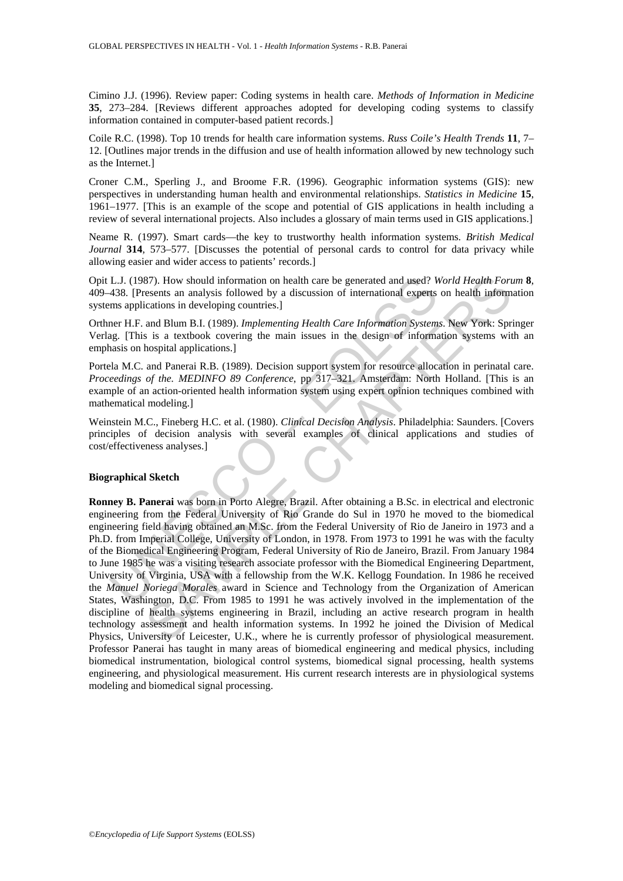Cimino J.J. (1996). Review paper: Coding systems in health care. *Methods of Information in Medicine* **35**, 273–284. [Reviews different approaches adopted for developing coding systems to classify information contained in computer-based patient records.]

Coile R.C. (1998). Top 10 trends for health care information systems. *Russ Coile's Health Trends* **11**, 7–12. [Outlines major trends in the diffusion and use of health information allowed by new technology such as the Internet.]

Croner C.M., Sperling J., and Broome F.R. (1996). Geographic information systems (GIS): new perspectives in understanding human health and environmental relationships. *Statistics in Medicine* **15**, 1961–1977. [This is an example of the scope and potential of GIS applications in health including a review of several international projects. Also includes a glossary of main terms used in GIS applications.]

Neame R. (1997). Smart cards—the key to trustworthy health information systems. *British Medical Journal* **314**, 573–577. [Discusses the potential of personal cards to control for data privacy while allowing easier and wider access to patients' records.]

Opit L.J. (1987). How should information on health care be generated and used? *World Health Forum* **8**, 409–438. [Presents an analysis followed by a discussion of international experts on health information systems applications in developing countries.]

Orthner H.F. and Blum B.I. (1989). *Implementing Health Care Information Systems*. New York: Springer Verlag. [This is a textbook covering the main issues in the design of information systems with an emphasis on hospital applications.]

Portela M.C. and Panerai R.B. (1989). Decision support system for resource allocation in perinatal care. *Proceedings of the. MEDINFO 89 Conference*, pp 317–321. Amsterdam: North Holland. [This is an example of an action-oriented health information system using expert opinion techniques combined with mathematical modeling.]

Weinstein M.C., Fineberg H.C. et al. (1980). *Clinical Decision Analysis*. Philadelphia: Saunders. [Covers principles of decision analysis with several examples of clinical applications and studies of cost/effectiveness analyses.]

**Biographical Sketch**

**Ronney B. Panerai** was born in Porto Alegre, Brazil. After obtaining a B.Sc. in electrical and electronic engineering from the Federal University of Rio Grande do Sul in 1970 he moved to the biomedical engineering field having obtained an M.Sc. from the Federal University of Rio de Janeiro in 1973 and a Ph.D. from Imperial College, University of London, in 1978. From 1973 to 1991 he was with the faculty of the Biomedical Engineering Program, Federal University of Rio de Janeiro, Brazil. From January 1984 to June 1985 he was a visiting research associate professor with the Biomedical Engineering Department, University of Virginia, USA with a fellowship from the W.K. Kellogg Foundation. In 1986 he received the *Manuel Noriega Morales* award in Science and Technology from the Organization of American States, Washington, D.C. From 1985 to 1991 he was actively involved in the implementation of the discipline of health systems engineering in Brazil, including an active research program in health technology assessment and health information systems. In 1992 he joined the Division of Medical Physics, University of Leicester, U.K., where he is currently professor of physiological measurement. Professor Panerai has taught in many areas of biomedical engineering and medical physics, including biomedical instrumentation, biological control systems, biomedical signal processing, health systems engineering, and physiological measurement. His current research interests are in physiological systems modeling and biomedical signal processing.